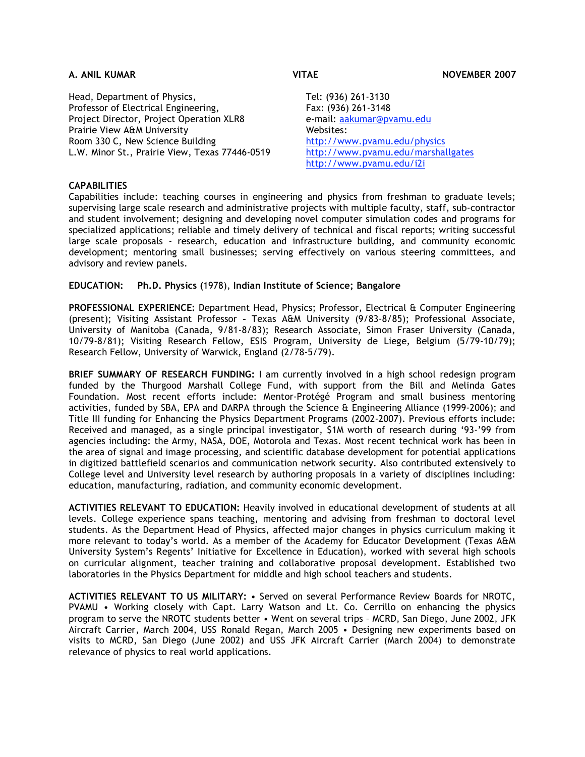**A. ANIL KUMAR** **VITAE** **NOVEMBER 2007**

Head, Department of Physics,
Professor of Electrical Engineering,
Project Director, Project Operation XLR8
Prairie View A&M University
Room 330 C, New Science Building
L.W. Minor St., Prairie View, Texas 77446-0519

Tel: (936) 261-3130
Fax: (936) 261-3148
e-mail: aakumar@pvamu.edu
Websites:
http://www.pvamu.edu/physics
http://www.pvamu.edu/marshallgates
http://www.pvamu.edu/i2i

**CAPABILITIES**

Capabilities include: teaching courses in engineering and physics from freshman to graduate levels; supervising large scale research and administrative projects with multiple faculty, staff, sub-contractor and student involvement; designing and developing novel computer simulation codes and programs for specialized applications; reliable and timely delivery of technical and fiscal reports; writing successful large scale proposals - research, education and infrastructure building, and community economic development; mentoring small businesses; serving effectively on various steering committees, and advisory and review panels.

**EDUCATION:** **Ph.D. Physics (**1978), **Indian Institute of Science; Bangalore**

**PROFESSIONAL EXPERIENCE:** Department Head, Physics; Professor, Electrical & Computer Engineering (present); Visiting Assistant Professor - Texas A&M University (9/83-8/85); Professional Associate, University of Manitoba (Canada, 9/81-8/83); Research Associate, Simon Fraser University (Canada, 10/79-8/81); Visiting Research Fellow, ESIS Program, University de Liege, Belgium (5/79-10/79); Research Fellow, University of Warwick, England (2/78-5/79).

**BRIEF SUMMARY OF RESEARCH FUNDING:** I am currently involved in a high school redesign program funded by the Thurgood Marshall College Fund, with support from the Bill and Melinda Gates Foundation. Most recent efforts include: Mentor-Protégé Program and small business mentoring activities, funded by SBA, EPA and DARPA through the Science & Engineering Alliance (1999-2006); and Title III funding for Enhancing the Physics Department Programs (2002-2007). Previous efforts include: Received and managed, as a single principal investigator, $1M worth of research during '93-'99 from agencies including: the Army, NASA, DOE, Motorola and Texas. Most recent technical work has been in the area of signal and image processing, and scientific database development for potential applications in digitized battlefield scenarios and communication network security. Also contributed extensively to College level and University level research by authoring proposals in a variety of disciplines including: education, manufacturing, radiation, and community economic development.

**ACTIVITIES RELEVANT TO EDUCATION:** Heavily involved in educational development of students at all levels. College experience spans teaching, mentoring and advising from freshman to doctoral level students. As the Department Head of Physics, affected major changes in physics curriculum making it more relevant to today's world. As a member of the Academy for Educator Development (Texas A&M University System's Regents' Initiative for Excellence in Education), worked with several high schools on curricular alignment, teacher training and collaborative proposal development. Established two laboratories in the Physics Department for middle and high school teachers and students.

**ACTIVITIES RELEVANT TO US MILITARY:** • Served on several Performance Review Boards for NROTC, PVAMU • Working closely with Capt. Larry Watson and Lt. Co. Cerrillo on enhancing the physics program to serve the NROTC students better • Went on several trips – MCRD, San Diego, June 2002, JFK Aircraft Carrier, March 2004, USS Ronald Regan, March 2005 • Designing new experiments based on visits to MCRD, San Diego (June 2002) and USS JFK Aircraft Carrier (March 2004) to demonstrate relevance of physics to real world applications.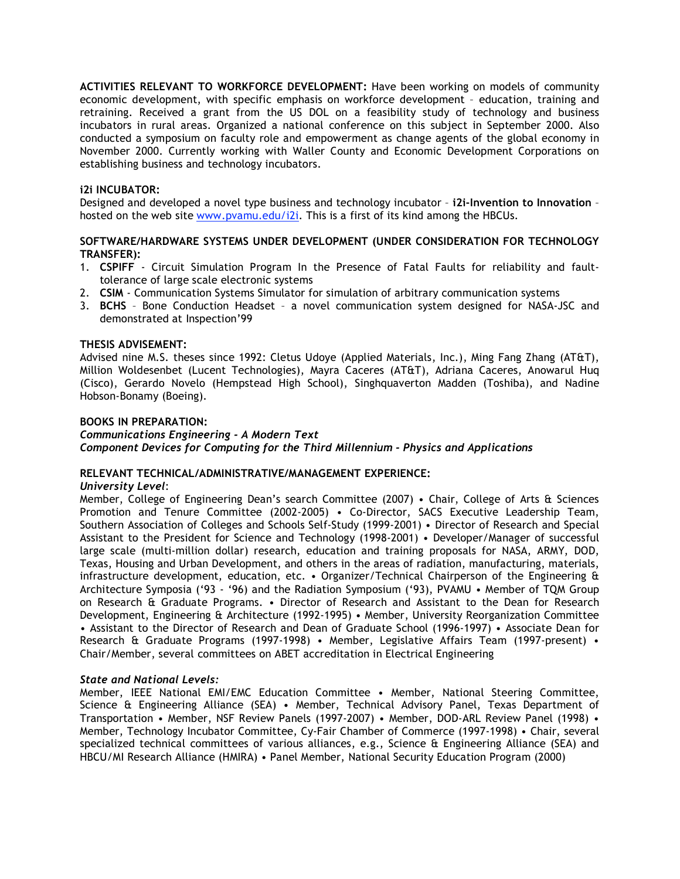**ACTIVITIES RELEVANT TO WORKFORCE DEVELOPMENT:** Have been working on models of community economic development, with specific emphasis on workforce development – education, training and retraining. Received a grant from the US DOL on a feasibility study of technology and business incubators in rural areas. Organized a national conference on this subject in September 2000. Also conducted a symposium on faculty role and empowerment as change agents of the global economy in November 2000. Currently working with Waller County and Economic Development Corporations on establishing business and technology incubators.

**i2i INCUBATOR:**

Designed and developed a novel type business and technology incubator – **i2i-Invention to Innovation** – hosted on the web site www.pvamu.edu/i2i. This is a first of its kind among the HBCUs.

**SOFTWARE/HARDWARE SYSTEMS UNDER DEVELOPMENT (UNDER CONSIDERATION FOR TECHNOLOGY TRANSFER):**

1. **CSPIFF** - Circuit Simulation Program In the Presence of Fatal Faults for reliability and fault-tolerance of large scale electronic systems
2. **CSIM** - Communication Systems Simulator for simulation of arbitrary communication systems
3. **BCHS** – Bone Conduction Headset – a novel communication system designed for NASA-JSC and demonstrated at Inspection'99

**THESIS ADVISEMENT:**

Advised nine M.S. theses since 1992: Cletus Udoye (Applied Materials, Inc.), Ming Fang Zhang (AT&T), Million Woldesenbet (Lucent Technologies), Mayra Caceres (AT&T), Adriana Caceres, Anowarul Huq (Cisco), Gerardo Novelo (Hempstead High School), Singhquaverton Madden (Toshiba), and Nadine Hobson-Bonamy (Boeing).

**BOOKS IN PREPARATION:**

***Communications Engineering - A Modern Text***

***Component Devices for Computing for the Third Millennium - Physics and Applications***

**RELEVANT TECHNICAL/ADMINISTRATIVE/MANAGEMENT EXPERIENCE:**

*University Level*:

Member, College of Engineering Dean's search Committee (2007) • Chair, College of Arts & Sciences Promotion and Tenure Committee (2002-2005) • Co-Director, SACS Executive Leadership Team, Southern Association of Colleges and Schools Self-Study (1999-2001) • Director of Research and Special Assistant to the President for Science and Technology (1998-2001) • Developer/Manager of successful large scale (multi-million dollar) research, education and training proposals for NASA, ARMY, DOD, Texas, Housing and Urban Development, and others in the areas of radiation, manufacturing, materials, infrastructure development, education, etc. • Organizer/Technical Chairperson of the Engineering & Architecture Symposia ('93 - '96) and the Radiation Symposium ('93), PVAMU • Member of TQM Group on Research & Graduate Programs. • Director of Research and Assistant to the Dean for Research Development, Engineering & Architecture (1992-1995) • Member, University Reorganization Committee • Assistant to the Director of Research and Dean of Graduate School (1996-1997) • Associate Dean for Research & Graduate Programs (1997-1998) • Member, Legislative Affairs Team (1997-present) • Chair/Member, several committees on ABET accreditation in Electrical Engineering

***State and National Levels:***

Member, IEEE National EMI/EMC Education Committee • Member, National Steering Committee, Science & Engineering Alliance (SEA) • Member, Technical Advisory Panel, Texas Department of Transportation • Member, NSF Review Panels (1997-2007) • Member, DOD-ARL Review Panel (1998) • Member, Technology Incubator Committee, Cy-Fair Chamber of Commerce (1997-1998) • Chair, several specialized technical committees of various alliances, e.g., Science & Engineering Alliance (SEA) and HBCU/MI Research Alliance (HMIRA) • Panel Member, National Security Education Program (2000)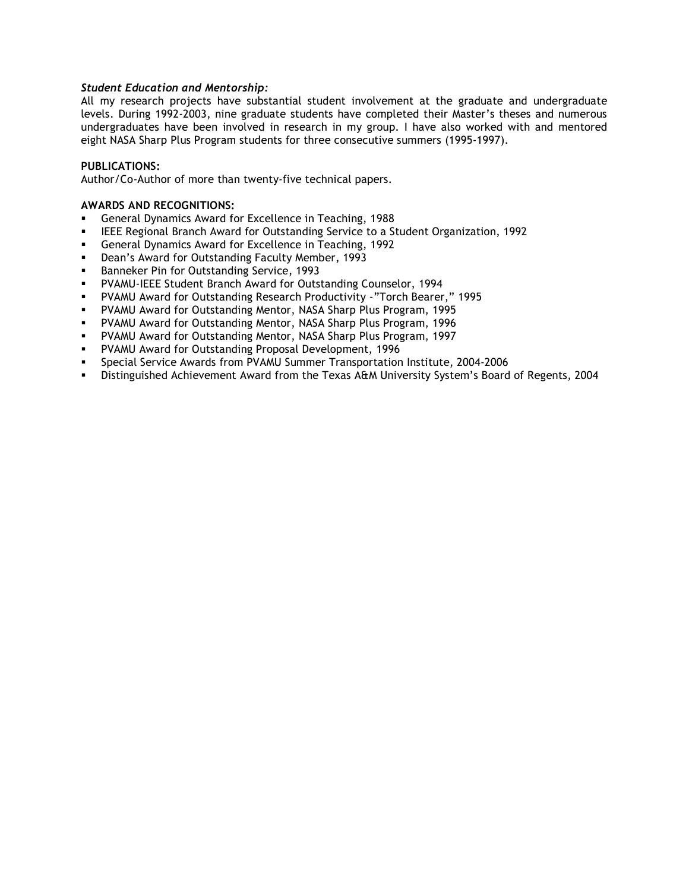***Student Education and Mentorship:***
All my research projects have substantial student involvement at the graduate and undergraduate levels. During 1992-2003, nine graduate students have completed their Master's theses and numerous undergraduates have been involved in research in my group. I have also worked with and mentored eight NASA Sharp Plus Program students for three consecutive summers (1995-1997).

**PUBLICATIONS:**
Author/Co-Author of more than twenty-five technical papers.

**AWARDS AND RECOGNITIONS:**

- General Dynamics Award for Excellence in Teaching, 1988
- IEEE Regional Branch Award for Outstanding Service to a Student Organization, 1992
- General Dynamics Award for Excellence in Teaching, 1992
- Dean's Award for Outstanding Faculty Member, 1993
- Banneker Pin for Outstanding Service, 1993
- PVAMU-IEEE Student Branch Award for Outstanding Counselor, 1994
- PVAMU Award for Outstanding Research Productivity -"Torch Bearer," 1995
- PVAMU Award for Outstanding Mentor, NASA Sharp Plus Program, 1995
- PVAMU Award for Outstanding Mentor, NASA Sharp Plus Program, 1996
- PVAMU Award for Outstanding Mentor, NASA Sharp Plus Program, 1997
- PVAMU Award for Outstanding Proposal Development, 1996
- Special Service Awards from PVAMU Summer Transportation Institute, 2004-2006
- Distinguished Achievement Award from the Texas A&M University System's Board of Regents, 2004